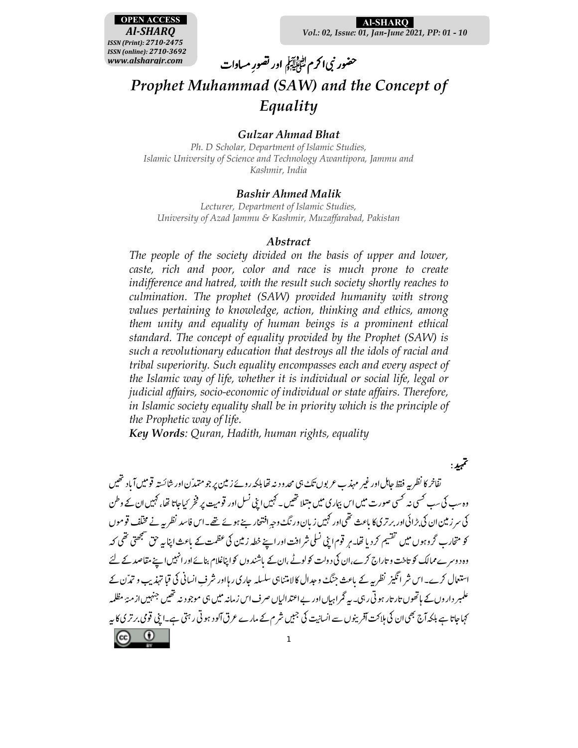# حضور نبی اکرم ﷺ اور تصورِ مساوات

# *Prophet Muhammad (SAW) and the Concept of Equality*

### *Gulzar Ahmad Bhat*

*Ph. D Scholar, Department of Islamic Studies,*
*Islamic University of Science and Technology Awantipora, Jammu and Kashmir, India*

### *Bashir Ahmed Malik*

*Lecturer, Department of Islamic Studies,*
*University of Azad Jammu & Kashmir, Muzaffarabad, Pakistan*

### *Abstract*

*The people of the society divided on the basis of upper and lower, caste, rich and poor, color and race is much prone to create indifference and hatred, with the result such society shortly reaches to culmination. The prophet (SAW) provided humanity with strong values pertaining to knowledge, action, thinking and ethics, among them unity and equality of human beings is a prominent ethical standard. The concept of equality provided by the Prophet (SAW) is such a revolutionary education that destroys all the idols of racial and tribal superiority. Such equality encompasses each and every aspect of the Islamic way of life, whether it is individual or social life, legal or judicial affairs, socio-economic of individual or state affairs. Therefore, in Islamic society equality shall be in priority which is the principle of the Prophetic way of life.*

***Key Words**: Quran, Hadith, human rights, equality*

## تمہید:

تفاخر کا نظریہ فقط جاہل اور غیر مہذب عربوں تک ہی محدود نہ تھا بلکہ روئے زمین پر جو متمدّن اور شائستہ قومیں آباد تھیں وہ سب کی سب کسی نہ کسی صورت میں اس بیماری میں مبتلا تھیں۔ کہیں اپنی نسل اور قومیت پر فخر کیا جاتا تھا، کہیں ان کے وطن کی سر زمین ان کی بڑائی اور برتری کا باعث تھی اور کہیں زبان و رنگ وجہِ افتخار بنے ہوئے تھے۔ اس فاسد نظریہ نے مختلف قوموں کو متحارب گروہوں میں تقسیم کر دیا تھا۔ ہر قوم اپنی نسلی شرافت اور اپنے خطہ زمین کی عظمت کے باعث اپنا یہ حق سمجھتی تھی کہ وہ دوسرے ممالک کو تاخت و تاراج کرے، ان کی دولت کو لوٹے، ان کے باشندوں کو اپنا غلام بنائے اور انہیں اپنے مقاصد کے لئے استعمال کرے۔ اس شر انگیز نظریہ کے باعث جنگ و جدال کا لامتناہی سلسلہ جاری رہا اور شرفِ انسانی کی قبا تہذیب و تمدّن کے علمبرداروں کے ہاتھوں تار تار ہوتی رہی۔ یہ گمراہیاں اور بے اعتدالیاں صرف اس زمانہ میں ہی موجود نہ تھیں جنہیں ازمنۂ مظلمہ کہا جاتا ہے بلکہ آج بھی ان کی ہلاکت آفرینیوں سے انسانیت کی جبیں شرم کے مارے عرق آلود ہوتی رہتی ہے۔ اپنی قومی برتری کا یہ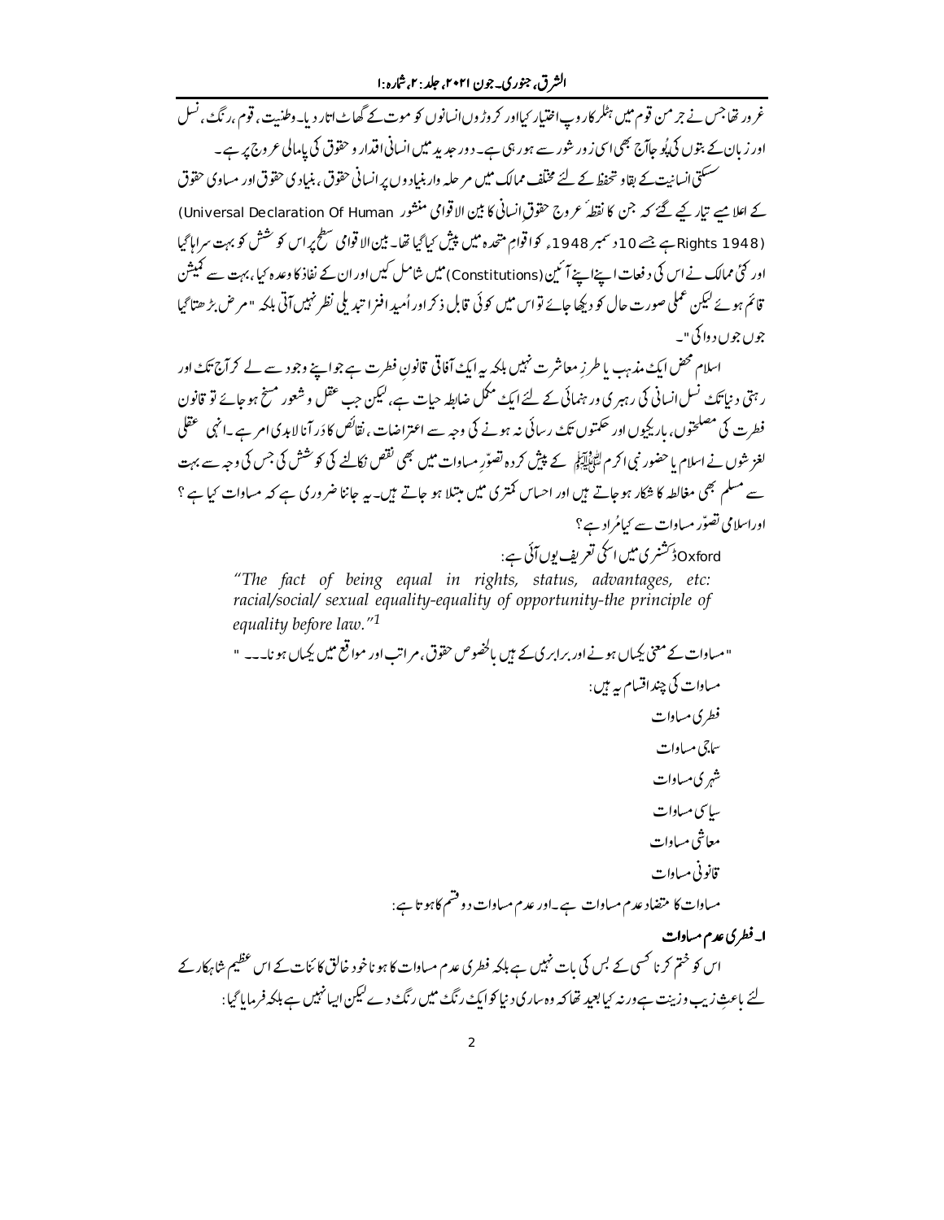غرور تھا جس نے جرمن قوم میں ہٹلر کا روپ اختیار کیا اور کروڑوں انسانوں کو موت کے گھاٹ اتار دیا۔ وطنیت، قوم، رنگ، نسل اور زبان کے بتوں کی پُوجا آج بھی اسی زور شور سے ہو رہی ہے۔ دورِ جدید میں انسانی اقدار و حقوق کی پامالی عروج پر ہے۔

سسکتی انسانیت کے بقا و تحفظ کے لئے مختلف ممالک میں مرحلہ وار بنیادوں پر انسانی حقوق، بنیادی حقوق اور مساوی حقوق کے اعلامیے تیار کیے گئے کہ جن کا نقطۂ عروج حقوقِ انسانی کا بین الاقوامی منشور (Universal Declaration Of Human Rights 1948) ہے جسے 10 دسمبر 1948ء کو اقوامِ متحدہ میں پیش کیا گیا تھا۔ بین الاقوامی سطح پر اس کوشش کو بہت سراہا گیا اور کئی ممالک نے اس کی دفعات اپنے اپنے آئین (Constitutions) میں شامل کیں اور ان کے نفاذ کا وعدہ کیا، بہت سے کمیشن قائم ہوئے لیکن عملی صورت حال کو دیکھا جائے تو اس میں کوئی قابل ذکر اور اُمید افزا تبدیلی نظر نہیں آتی بلکہ "مرض بڑھتا گیا جوں جوں دوا کی"۔

اسلام محض ایک مذہب یا طرزِ معاشرت نہیں بلکہ یہ ایک آفاقی قانونِ فطرت ہے جو اپنے وجود سے لے کر آج تک اور رہتی دنیا تک نسل انسانی کی رہبری و رہنمائی کے لئے ایک مکمل ضابطہ حیات ہے، لیکن جب عقل و شعور مسخ ہو جائے تو قانون فطرت کی مصلحتوں، باریکیوں اور حکمتوں تک رسائی نہ ہونے کی وجہ سے اعتراضات، نقائص کا دَر آنا لابدی امر ہے۔ انہی عقلی لغزشوں نے اسلام یا حضور نبی اکرم ﷺ کے پیش کردہ تصوّرِ مساوات میں بھی نقص نکالنے کی کوشش کی جس کی وجہ سے بہت سے مسلم بھی مغالطہ کا شکار ہو جاتے ہیں اور احساس کمتری میں مبتلا ہو جاتے ہیں۔ یہ جاننا ضروری ہے کہ مساوات کیا ہے؟ اور اسلامی تصوّر مساوات سے کیا مُراد ہے؟

Oxford ڈکشنری میں اسکی تعریف یوں آئی ہے:

> *"The fact of being equal in rights, status, advantages, etc: racial/social/ sexual equality-equality of opportunity-the principle of equality before law."*[1]

"مساوات کے معنی یکساں ہونے اور برابری کے ہیں بالخصوص حقوق، مراتب اور مواقع میں یکساں ہونا۔۔۔ "

مساوات کی چند اقسام یہ ہیں:

- فطری مساوات
- سماجی مساوات
- شہری مساوات
- سیاسی مساوات
- معاشی مساوات
- قانونی مساوات

مساوات کا متضاد عدم مساوات ہے۔ اور عدم مساوات دو قسم کا ہوتا ہے:

### ا۔ فطری عدم مساوات

اس کو ختم کرنا کسی کے بس کی بات نہیں ہے بلکہ فطری عدم مساوات کا ہونا خود خالق کائنات کے اس عظیم شاہکار کے لئے باعثِ زیب و زینت ہے ورنہ کیا بعید تھا کہ وہ ساری دنیا کو ایک رنگ میں رنگ دے لیکن ایسا نہیں ہے بلکہ فرمایا گیا: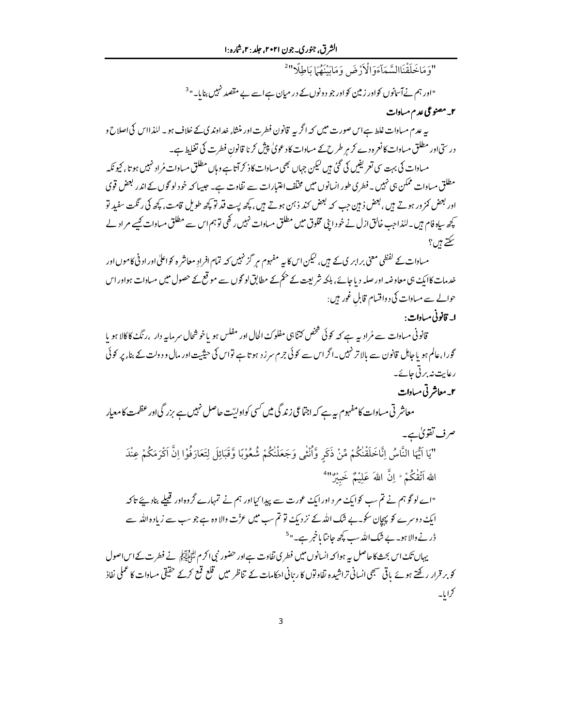"وَمَاخَلَقْنَاالسَّمَآءَوَالْاَرْضَ وَمَابَيْنَهُمَا بَاطِلًا"[2]

"اور ہم نے آسمانوں کو اور زمین کو اور جو دونوں کے درمیان ہے اسے بے مقصد نہیں بنایا۔"[3]

### ۲۔ مصنوعی عدم مساوات

یہ عدم مساوات غلط ہے اس صورت میں کہ اگر یہ قانون فطرت اور منشاء خداوندی کے خلاف ہو۔ لہٰذا اس کی اصلاح و درستی اور مطلق مساوات کا نعرہ دے کر ہر طرح کے مساوات کا دعویٰ پیش کرنا قانونِ فطرت کی تغلیط ہے۔

مساوات کی بہت سی تعریفیں کی گئی ہیں لیکن جہاں بھی مساوات کا ذکر آتا ہے وہاں مطلق مساوات مُراد نہیں ہوتا، کیونکہ مطلق مساوات ممکن ہی نہیں۔ فطری طور انسانوں میں مختلف اعتبارات سے تفاوت ہے۔ جیسا کہ خود لوگوں کے اندر بعض قوی اور بعض کمزور ہوتے ہیں، بعض ذہین جب کہ بعض کند ذہن ہوتے ہیں، کچھ پست قد تو کچھ طویل قامت، کچھ کی رنگت سفید تو کچھ سیاہ فام ہیں۔ لہٰذا جب خالق ازل نے خود اپنی مخلوق میں مطلق مساوات نہیں رکھی تو ہم اس سے مطلق مساوات کیسے مراد لے سکتے ہیں؟

مساوات کے لفظی معنی برابری کے ہیں، لیکن اس کا یہ مفہوم ہرگز نہیں کہ تمام افرادِ معاشرہ کو اعلیٰ اور ادنیٰ کاموں اور خدمات کا ایک ہی معاوضہ اور صلہ دیا جائے، بلکہ شریعت کے حکم کے مطابق لوگوں سے موقع کے حصول میں مساوات ہو اور اس حوالے سے مساوات کی دو اقسام قابلِ غور ہیں:

#### ا۔ قانونی مساوات:

قانونی مساوات سے مُراد یہ ہے کہ کوئی شخص کتنا ہی مفلوک الحال اور مفلس ہو یا خوشحال سرمایہ دار، رنگ کا کالا ہو یا گورا، عالم ہو یا جاہل قانون سے بالاتر نہیں۔ اگر اس سے کوئی جرم سرزد ہوتا ہے تو اس کی حیثیت اور مال و دولت کے بناء پر کوئی رعایت نہ برتی جائے۔

#### ۲۔ معاشرتی مساوات

معاشرتی مساوات کا مفہوم یہ ہے کہ اجتماعی زندگی میں کسی کو اولیّت حاصل نہیں ہے بزرگی اور عظمت کا معیار صرف تقویٰ ہے۔

"يَا اَيُّهَا النَّاسُ اِنَّاخَلَقْنٰكُمْ مِّنْ ذَكَرٍ وَّاُنْثٰى وَجَعَلْنٰكُمْ شُعُوْبًا وَّقَبَائِلَ لِتَعَارَفُوْا اِنَّ اَكْرَمَكُمْ عِنْدَ اللہِ اَتْقٰكُمْ ۚ اِنَّ اللہَ عَلِيْمٌ خَبِيْرٌ"[4]

"اے لوگو ہم نے تم سب کو ایک مرد اور ایک عورت سے پیدا کیا اور ہم نے تمہارے گروہ اور قبیلے بنا دیئے تاکہ ایک دوسرے کو پہچان سکو۔ بے شک اللہ کے نزدیک تو تم سب میں عزّت والا وہ ہے جو سب سے زیادہ اللہ سے ڈرنے والا ہو۔ بے شک اللہ سب کچھ جانتا باخبر ہے۔"[5]

یہاں تک اس بحث کا حاصل یہ ہوا کہ انسانوں میں فطری تفاوت ہے اور حضور نبی اکرم ﷺ نے فطرت کے اس اصول کو برقرار رکھتے ہوئے باقی سبھی انسانی تراشیدہ تفاوتوں کا ربّانی احکامات کے تناظر میں قلع قمع کرکے حقیقی مساوات کا عملی نفاذ کرایا۔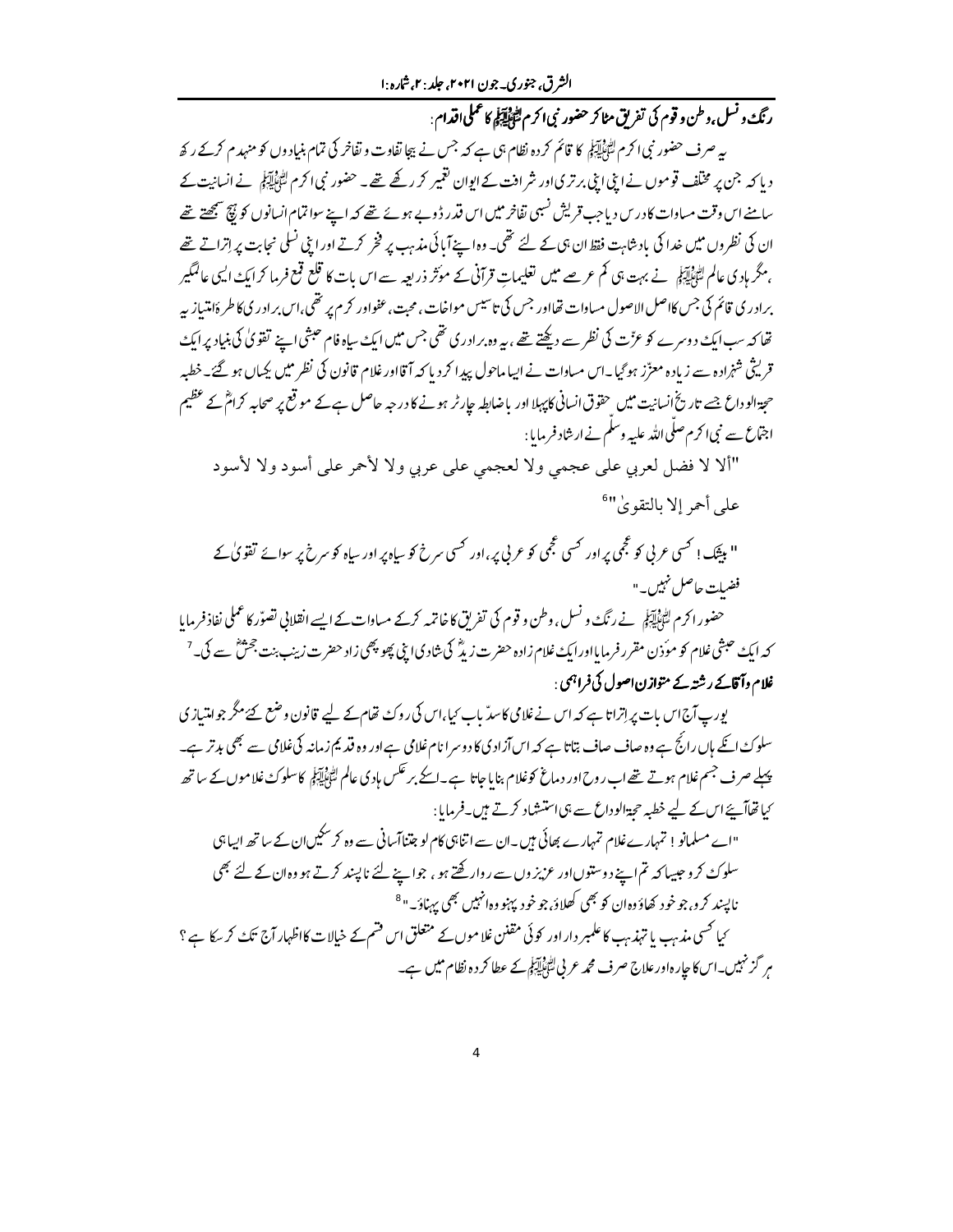**رنگ و نسل، وطن و قوم کی تفریق مٹا کر حضور نبی اکرم ﷺ کا عملی اقدام:**

یہ صرف حضور نبی اکرم ﷺ کا قائم کردہ نظام ہی ہے کہ جس نے بیجا تفاوت و تفاخر کی تمام بنیادوں کو منہدم کرکے رکھ دیا کہ جن پر مختلف قوموں نے اپنی اپنی برتری اور شرافت کے ایوان تعمیر کر رکھے تھے۔ حضور نبی اکرم ﷺ نے انسانیت کے سامنے اس وقت مساوات کا درس دیا جب قریش نسبی تفاخر میں اس قدر ڈوبے ہوئے تھے کہ اپنے سوا تمام انسانوں کو ہیچ سمجھتے تھے ان کی نظروں میں خدا کی بادشاہت فقط ان ہی کے لئے تھی۔ وہ اپنے آبائی مذہب پر فخر کرتے اور اپنی نسلی نجابت پر اتراتے تھے ،مگر ہادی عالم ﷺ نے بہت ہی کم عرصے میں تعلیماتِ قرآنی کے موثر ذریعہ سے اس بات کا قلع قمع فرما کر ایک ایسی عالمگیر برادری قائم کی جس کا اصل الاصول مساوات تھا اور جس کی تاسیس مواخات، محبت، عفو اور کرم پر تھی، اس برادری کا طرۂ امتیاز یہ تھا کہ سب ایک دوسرے کو عزّت کی نظر سے دیکھتے تھے، یہ وہ برادری تھی جس میں ایک سیاہ فام حبشی اپنے تقویٰ کی بنیاد پر ایک قریشی شہزادہ سے زیادہ معزّز ہوگیا۔ اس مساوات نے ایسا ماحول پیدا کر دیا کہ آقا اور غلام قانون کی نظر میں یکساں ہو گئے۔ خطبہ حجۃالوداع جسے تاریخ انسانیت میں حقوق انسانی کا پہلا اور باضابطہ چارٹر ہونے کا درجہ حاصل ہے کے موقع پر صحابہ کرامؓ کے عظیم اجتماع سے نبی اکرم صلّی اللہ علیہ وسلّم نے ارشاد فرمایا:

"ألا لا فضل لعربي على عجمي ولا لعجمي على عربي ولا لأحمر على أسود ولا لأسود على أحمر إلا بالتقوىٰ"[6]

" بیشک! کسی عربی کو عجمی پر اور کسی عجمی کو عربی پر، اور کسی سرخ کو سیاہ پر اور سیاہ کو سرخ پر سوائے تقویٰ کے فضیلت حاصل نہیں۔"

حضور اکرم ﷺ نے رنگ و نسل، وطن و قوم کی تفریق کا خاتمہ کرکے مساوات کے ایسے انقلابی تصوّر کا عملی نفاذ فرمایا کہ ایک حبشی غلام کو موذن مقرر فرمایا اور ایک غلام زادہ حضرت زیدؓ کی شادی اپنی پھوپھی زاد حضرت زینب بنت جحشؓ سے کی۔[7]

**غلام و آقا کے رشتہ کے متوازن اصول کی فراہمی:**

یورپ آج اس بات پر اتراتا ہے کہ اس نے غلامی کا سدّ باب کیا، اس کی روک تھام کے لیے قانون وضع کئے مگر جو امتیازی سلوک انکے ہاں رائج ہے وہ صاف صاف بتاتا ہے کہ اس آزادی کا دوسرا نام غلامی ہے اور وہ قدیم زمانہ کی غلامی سے بھی بدتر ہے۔ پہلے صرف جسم غلام ہوتے تھے اب روح اور دماغ کو غلام بنایا جاتا ہے۔ اسکے برعکس ہادی عالم ﷺ کا سلوک غلاموں کے ساتھ کیا تھا آیئے اس کے لیے خطبہ حجۃالوداع سے ہی استشہاد کرتے ہیں۔ فرمایا:

"اے مسلمانو! تمہارے غلام تمہارے بھائی ہیں۔ ان سے اتنا ہی کام لو جتنا آسانی سے وہ کر سکیں ان کے ساتھ ایسا ہی سلوک کرو جیسا کہ تم اپنے دوستوں اور عزیزوں سے روا رکھتے ہو، جو اپنے لئے ناپسند کرتے ہو وہ ان کے لئے بھی ناپسند کرو، جو خود کھاؤ وہ ان کو بھی کھلاؤ، جو خود پہنو وہ انہیں بھی پہناؤ۔"[8]

کیا کسی مذہب یا تہذیب کا علمبردار اور کوئی مقنن غلاموں کے متعلق اس قسم کے خیالات کا اظہار آج تک کر سکا ہے؟ ہرگز نہیں۔ اس کا چارہ اور علاج صرف محمد عربی ﷺ کے عطا کردہ نظام میں ہے۔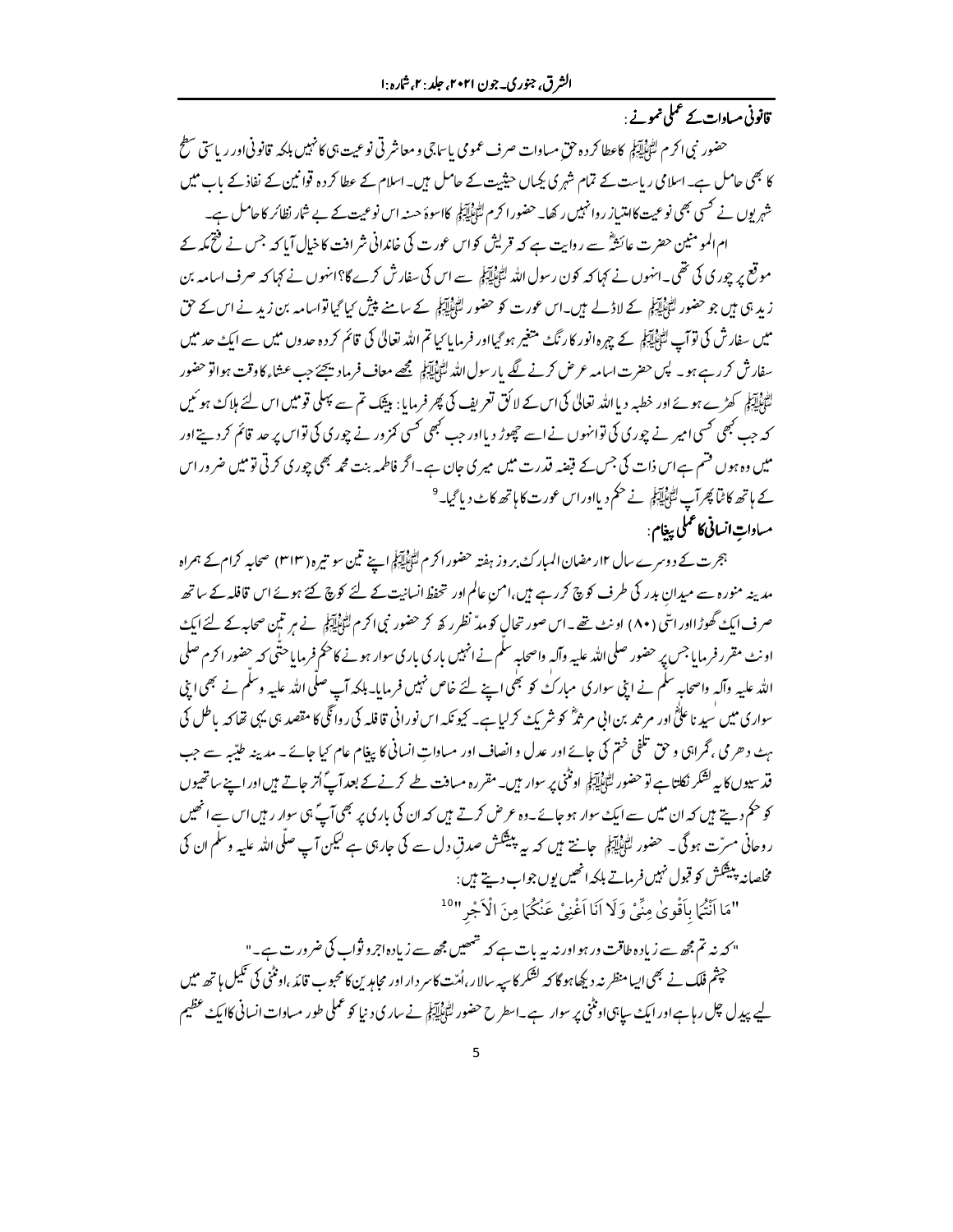### قانونی مساوات کے عملی نمونے:

حضور نبی اکرم ﷺ کا عطا کردہ حقِ مساوات صرف عمومی یا سماجی و معاشرتی نوعیت ہی کا نہیں بلکہ قانونی اور ریاستی سطح کا بھی حامل ہے۔ اسلامی ریاست کے تمام شہری یکساں حیثیت کے حامل ہیں۔ اسلام کے عطا کردہ قوانین کے نفاذ کے باب میں شہریوں نے کسی بھی نوعیت کا امتیاز روا نہیں رکھا۔ حضور اکرم ﷺ کا اسوۂ حسنہ اس نوعیت کے بے شمار نظائر کا حامل ہے۔

ام المومنین حضرت عائشہؓ سے روایت ہے کہ قریش کو اس عورت کی خاندانی شرافت کا خیال آیا کہ جس نے فتح مکہ کے موقع پر چوری کی تھی۔ انہوں نے کہا کہ کون رسول اللہ ﷺ سے اس کی سفارش کرے گا؟ انہوں نے کہا کہ صرف اسامہ بن زید ہی ہیں جو حضور ﷺ کے لاڈلے ہیں۔ اس عورت کو حضور ﷺ کے سامنے پیش کیا گیا تو اسامہ بن زید نے اس کے حق میں سفارش کی تو آپ ﷺ کے چہرہ انور کا رنگ متغیر ہو گیا اور فرمایا کیا تم اللہ تعالیٰ کی قائم کردہ حدوں میں سے ایک حد میں سفارش کر رہے ہو۔ پس حضرت اسامہ عرض کرنے لگے یا رسول اللہ ﷺ مجھے معاف فرما دیجئے جب عشاء کا وقت ہوا تو حضور ﷺ کھڑے ہوئے اور خطبہ دیا اللہ تعالیٰ کی اس کے لائق تعریف کی پھر فرمایا: بیشک تم سے پہلی قومیں اس لئے ہلاک ہوئیں کہ جب کبھی کسی امیر نے چوری کی تو انہوں نے اسے چھوڑ دیا اور جب کبھی کسی کمزور نے چوری کی تو اس پر حد قائم کر دیتے اور میں وہ ہوں قسم ہے اس ذات کی جس کے قبضہ قدرت میں میری جان ہے۔ اگر فاطمہ بنت محمد بھی چوری کرتی تو میں ضرور اس کے ہاتھ کاٹتا پھر آپ ﷺ نے حکم دیا اور اس عورت کا ہاتھ کاٹ دیا گیا۔[9]

### مساواتِ انسانی کا عملی پیغام:

ہجرت کے دوسرے سال ۱۲ رمضان المبارک بروز ہفتہ حضور اکرم ﷺ اپنے تین سو تیرہ (۳۱۳) صحابہ کرام کے ہمراہ مدینہ منورہ سے میدانِ بدر کی طرف کوچ کر رہے ہیں، امنِ عالم اور تحفظ انسانیت کے لئے کوچ کئے ہوئے اس قافلہ کے ساتھ صرف ایک گھوڑا اور اسّی (۸۰) اونٹ تھے۔ اس صورتحال کو مدِّ نظر رکھ کر حضور نبی اکرم ﷺ نے ہر تین صحابہ کے لئے ایک اونٹ مقرر فرمایا جس پر حضور صلی اللہ علیہ وآلہ واصحابہ سلّم نے انہیں باری باری سوار ہونے کا حکم فرمایا حتّٰی کہ حضور اکرم صلی اللہ علیہ وآلہ واصحابہ سلّم نے اپنی سواری مبارک کو بھی اپنے لئے خاص نہیں فرمایا۔ بلکہ آپ صلّی اللہ علیہ وسلّم نے بھی اپنی سواری میں سیدنا علیؓ اور مرثد بن ابی مرثدؓ کو شریک کر لیا ہے۔ کیونکہ اس نورانی قافلہ کی روانگی کا مقصد ہی یہی تھا کہ باطل کی ہٹ دھرمی، گمراہی و حق تلفی ختم کی جائے اور عدل و انصاف اور مساواتِ انسانی کا پیغام عام کیا جائے۔ مدینہ طیّبہ سے جب قدسیوں کا یہ لشکر نکلتا ہے تو حضور ﷺ اونٹنی پر سوار ہیں۔ مقررہ مسافت طے کرنے کے بعد آپؐ اُتر جاتے ہیں اور اپنے ساتھیوں کو حکم دیتے ہیں کہ ان میں سے ایک سوار ہو جائے۔ وہ عرض کرتے ہیں کہ ان کی باری پر بھی آپؐ ہی سوار رہیں اس سے انھیں روحانی مسرّت ہوگی۔ حضور ﷺ جانتے ہیں کہ یہ پیشکش صدقِ دل سے کی جا رہی ہے لیکن آپ صلّی اللہ علیہ وسلّم ان کی مخلصانہ پیشکش کو قبول نہیں فرماتے بلکہ انھیں یوں جواب دیتے ہیں:

"مَا اَنْتُمَا بِاَقْوىٰ مِنِّىْ وَلَا اَنَا اَغْنِىْ عَنْكُمَا مِنَ الْاَجْرِ"[10]

"کہ نہ تم مجھ سے زیادہ طاقت ور ہو اور نہ یہ بات ہے کہ تمھیں مجھ سے زیادہ اجر و ثواب کی ضرورت ہے۔"

چشمِ فلک نے بھی ایسا منظر نہ دیکھا ہو گا کہ لشکر کا سپہ سالار، اُمّت کا سردار اور مجاہدین کا محبوب قائد، اونٹنی کی نکیل ہاتھ میں لیے پیدل چل رہا ہے اور ایک سپاہی اونٹنی پر سوار ہے۔ اسطرح حضور ﷺ نے ساری دنیا کو عملی طور مساوات انسانی کا ایک عظیم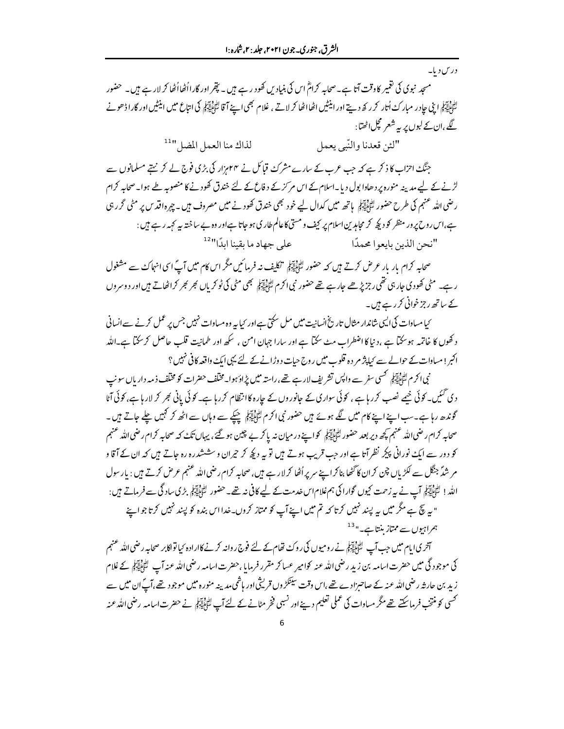درس دیا۔

مسجد نبوی کی تعمیر کا وقت آتا ہے۔ صحابہ کرامؓ اس کی بنیادیں کھود رہے ہیں۔ پتھر اور گارا اُٹھا اُٹھا کر لا رہے ہیں۔ حضور ﷺ اپنی چادر مبارک اُتار کر رکھ دیتے اور اینٹیں اٹھا اٹھا کر لاتے، غلام بھی اپنے آقا ﷺ کی اتباع میں اینٹیں اور گارا ڈھونے لگے، ان کے لبوں پر یہ شعر مچل اٹھتا:

"لئن قعدنا والنّبی یعمل　　　لذاك منا العمل المضل"[11]

جنگ احزاب کا ذکر ہے کہ جب عرب کے سارے مشرک قبائل نے ۲۴ ہزار کی بڑی فوج لے کر نہتے مسلمانوں سے لڑنے کے لیے مدینہ منورہ پر دھاوا بول دیا۔ اسلام کے اس مرکز کے دفاع کے لئے خندق کھودنے کا منصوبہ طے ہوا۔ صحابہ کرام رضی اللہ عنہم کی طرح حضور ﷺ ہاتھ میں کدال لیے خود بھی خندق کھودنے میں مصروف ہیں۔ چہرہ اقدس پر مٹی گر رہی ہے، اس روح پرور منظر کو دیکھ کر مجاہدین اسلام پر کیف و مستی کا عالم طاری ہو جاتا ہے اور وہ بے ساختہ یہ کہہ رہے ہیں:

"نحن الذین بایعوا محمدًا　　　علی جهاد ما بقینا ابدًا"[12]

صحابہ کرام بار بار عرض کرتے ہیں کہ حضور ﷺ تکلیف نہ فرمائیں مگر اس کام میں آپؐ اسی انہماک سے مشغول رہے۔ مٹی کھودی جا رہی تھی رجز پڑھے جا رہے تھے حضور نبی اکرم ﷺ بھی مٹی کی ٹوکریاں بھر بھر کر اٹھاتے ہیں اور دوسروں کے ساتھ رجز خوانی کر رہے ہیں۔

کیا مساوات کی ایسی شاندار مثال تاریخ انسانیت میں مل سکتی ہے اور کیا یہ وہ مساوات نہیں جس پر عمل کرنے سے انسانی دکھوں کا خاتمہ ہو سکتا ہے، دنیا کا اضطراب مٹ سکتا ہے اور سارا جہان امن، سکھ اور طمانیت قلب حاصل کر سکتا ہے۔ اللہ اکبر! مساوات کے حوالے سے کیا پژمردہ قلوب میں روح حیات دوڑانے کے لئے یہی ایک واقعہ کافی نہیں؟

نبی اکرم ﷺ کسی سفر سے واپس تشریف لا رہے تھے، راستہ میں پڑاؤ ہوا۔ مختلف حضرات کو مختلف ذمہ داریاں سونپ دی گئیں۔ کوئی خیمے نصب کر رہا ہے، کوئی سواری کے جانوروں کے چارہ کا انتظام کر رہا ہے۔ کوئی پانی بھر کر لا رہا ہے، کوئی آٹا گوندھ رہا ہے۔ سب اپنے اپنے کام میں لگے ہوئے ہیں حضور نبی اکرم ﷺ چپکے سے وہاں سے اٹھ کر کہیں چلے جاتے ہیں۔ صحابہ کرام رضی اللہ عنہم کچھ دیر بعد حضور ﷺ کو اپنے درمیان نہ پا کر بے چین ہو گئے، یہاں تک کہ صحابہ کرام رضی اللہ عنہم کو دور سے ایک نورانی پیکر نظر آتا ہے اور جب قریب ہوتے ہیں تو یہ دیکھ کر حیران و ششدر رہ جاتے ہیں کہ ان کے آقا و مرشدؐ جنگل سے لکڑیاں چن کر ان کا گٹھا بنا کر اپنے سر پر اُٹھا کر لا رہے ہیں، صحابہ کرام رضی اللہ عنہم عرض کرتے ہیں: یا رسول اللہ! ﷺ آپ نے یہ زحمت کیوں گوارا کی ہم غلام اس خدمت کے لیے کافی نہ تھے۔ حضور ﷺ بڑی سادگی سے فرماتے ہیں:

"یہ سچ ہے مگر میں یہ پسند نہیں کرتا کہ تم میں اپنے آپ کو ممتاز کروں۔ خدا اس بندہ کو پسند نہیں کرتا جو اپنے ہمراہیوں سے ممتاز بنتا ہے۔"[13]

آخری ایام میں جب آپ ﷺ نے رومیوں کی روک تھام کے لئے فوج روانہ کرنے کا ارادہ کیا تو اکابر صحابہ رضی اللہ عنہم کی موجودگی میں حضرت اسامہ بن زید رضی اللہ عنہ کو امیر عساکر مقرر فرمایا، حضرت اسامہ رضی اللہ عنہ آپ ﷺ کے غلام زید بن حارثہ رضی اللہ عنہ کے صاحبزادے تھے، اس وقت سینکڑوں قریشی اور ہاشمی مدینہ منورہ میں موجود تھے، آپؐ ان میں سے کسی کو منتخب فرما سکتے تھے مگر مساوات کی عملی تعلیم دینے اور نسبی فخر مٹانے کے لئے آپ ﷺ نے حضرت اسامہ رضی اللہ عنہ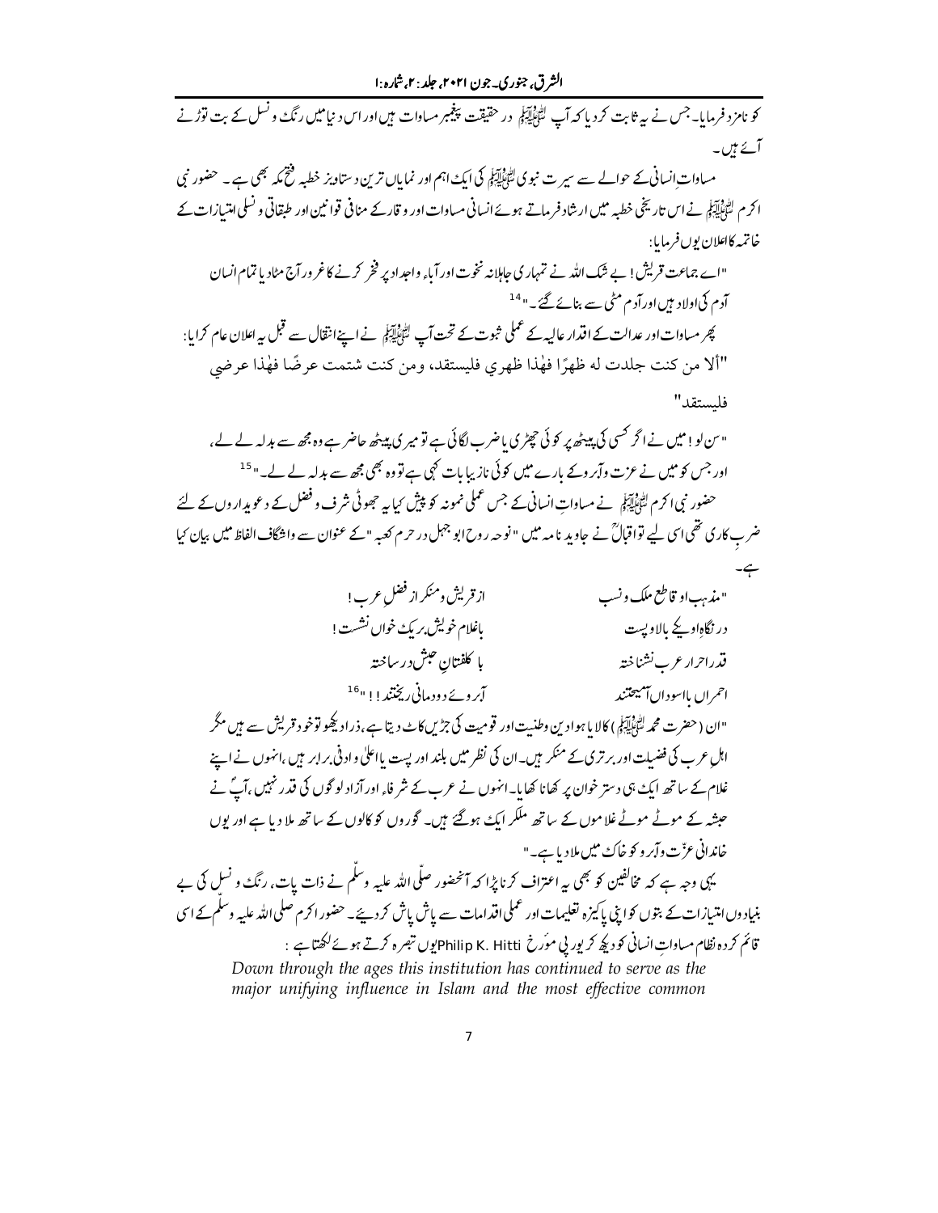کو نامزد فرمایا۔ جس نے یہ ثابت کر دیا کہ آپ ﷺ در حقیقت پیغمبر مساوات ہیں اور اس دنیا میں رنگ و نسل کے بت توڑنے آئے ہیں۔

مساواتِ انسانی کے حوالے سے سیرت نبوی ﷺ کی ایک اہم اور نمایاں ترین دستاویز خطبہ فتح مکہ بھی ہے۔ حضور نبی اکرم ﷺ نے اس تاریخی خطبہ میں ارشاد فرماتے ہوئے انسانی مساوات اور وقار کے منافی قوانین اور طبقاتی و نسلی امتیازات کے خاتمہ کا اعلان یوں فرمایا:

"اے جماعت قریش! بے شک اللہ نے تمہاری جاہلانہ نخوت اور آباء واجداد پر فخر کرنے کا غرور آج مٹا دیا تمام انسان آدم کی اولاد ہیں اور آدم مٹی سے بنائے گئے۔"[14]

پھر مساوات اور عدالت کے اقدار عالیہ کے عملی ثبوت کے تحت آپ ﷺ نے اپنے انتقال سے قبل یہ اعلان عام کرایا:

"ألا من كنت جلدت له ظهرًا فهٰذا ظهري فليستقد، ومن كنت شتمت عرضًا فهٰذا عرضي فليستقد"

"سن لو! میں نے اگر کسی کی پیٹھ پر کوئی چھڑی یا ضرب لگائی ہے تو میری پیٹھ حاضر ہے وہ مجھ سے بدلہ لے لے، اور جس کو میں نے عزت و آبرو کے بارے میں کوئی نازیبا بات کہی ہے تو وہ بھی مجھ سے بدلہ لے لے۔"[15]

حضور نبی اکرم ﷺ نے مساواتِ انسانی کے جس عملی نمونہ کو پیش کیا یہ جھوٹی شرف و فضل کے دعویداروں کے لئے ضربِ کاری تھی اسی لیے تو اقبالؒ نے جاوید نامہ میں "نوحہ روح ابو جہل در حرم کعبہ" کے عنوان سے واشگاف الفاظ میں بیان کیا ہے۔

"مذہب او قاطع ملک و نسب | از قریش و منکر از فضلِ عرب!
در نگاہِ او یکے بالا و پست | با غلام خویش بر یک خواں نشست!
قدر احرار عرب نشناختہ | با کلفتانِ حبش در ساختہ
احمراں با اسوداں آمیختند | آبروئے دودمانی ریختند!!"[16]

"ان (حضرت محمد ﷺ) کا لایا ہوا دین وطنیت اور قومیت کی جڑیں کاٹ دیتا ہے، ذرا دیکھو تو خود قریش سے ہیں مگر اہل عرب کی فضیلت اور برتری کے منکر ہیں۔ ان کی نظر میں بلند اور پست یا اعلیٰ و ادنی برابر ہیں، انہوں نے اپنے غلام کے ساتھ ایک ہی دستر خوان پر کھانا کھایا۔ انہوں نے عرب کے شرفاء اور آزاد لوگوں کی قدر نہیں، آپؐ نے حبشہ کے موٹے موٹے غلاموں کے ساتھ ملکر ایک ہو گئے ہیں۔ گوروں کو کالوں کے ساتھ ملا دیا ہے اور یوں خاندانی عزّت و آبرو کو خاک میں ملا دیا ہے۔"

یہی وجہ ہے کہ مخالفین کو بھی یہ اعتراف کرنا پڑا کہ آنحضور صلّی اللہ علیہ وسلّم نے ذات پات، رنگ و نسل کی بے بنیاد وں امتیازات کے بتوں کو اپنی پاکیزہ تعلیمات اور عملی اقدامات سے پاش پاش کر دیئے۔ حضور اکرم صلی اللہ علیہ وسلم کے اسی قائم کردہ نظام مساواتِ انسانی کو دیکھ کر یورپی مؤرخ Philip K. Hitti یوں تبصرہ کرتے ہوئے لکھتا ہے:

*Down through the ages this institution has continued to serve as the major unifying influence in Islam and the most effective common*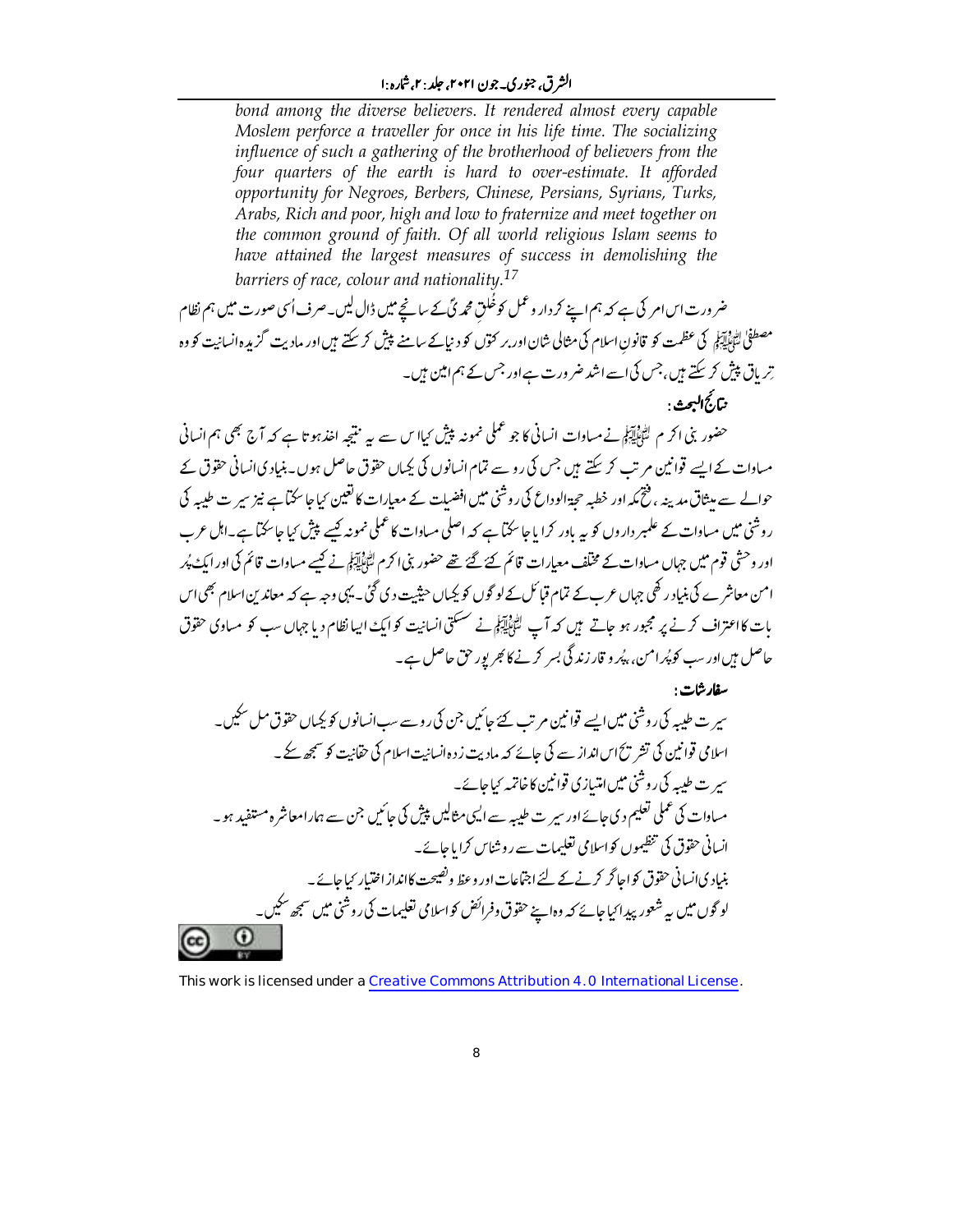*bond among the diverse believers. It rendered almost every capable Moslem perforce a traveller for once in his life time. The socializing influence of such a gathering of the brotherhood of believers from the four quarters of the earth is hard to over-estimate. It afforded opportunity for Negroes, Berbers, Chinese, Persians, Syrians, Turks, Arabs, Rich and poor, high and low to fraternize and meet together on the common ground of faith. Of all world religious Islam seems to have attained the largest measures of success in demolishing the barriers of race, colour and nationality.*[17]

ضرورت اس امر کی ہے کہ ہم اپنے کردار و عمل کو خُلقِ محمدیؐ کے سانچے میں ڈال لیں۔ صرف اُسی صورت میں ہم نظام مصطفیٰ ﷺ کی عظمت کو قانونِ اسلام کی مثالی شان اور برکتوں کو دنیا کے سامنے پیش کر سکتے ہیں اور مادیت گزیدہ انسانیت کو وہ تریاق پیش کر سکتے ہیں، جس کی اسے اشد ضرورت ہے اور جس کے ہم امین ہیں۔

**نتائج البحث:**

حضور نبی اکرم ﷺ نے مساوات انسانی کا جو عملی نمونہ پیش کیا اس سے یہ نتیجہ اخذ ہوتا ہے کہ آج بھی ہم انسانی مساوات کے ایسے قوانین مرتب کر سکتے ہیں جس کی رو سے تمام انسانوں کی یکساں حقوق حاصل ہوں۔ بنیادی انسانی حقوق کے حوالے سے میثاق مدینہ، فتح مکہ اور خطبہ حجۃ الوداع کی روشنی میں افضیلت کے معیارات کا تعین کیا جا سکتا ہے نیز سیرت طیبہ کی روشنی میں مساوات کے علمبرداروں کو یہ باور کرایا جا سکتا ہے کہ اصلی مساوات کا عملی نمونہ کیسے پیش کیا جا سکتا ہے۔ اہل عرب اور وحشی قوم میں جہاں مساوات کے مختلف معیارات قائم کئے گئے تھے حضور نبی اکرم ﷺ نے کیسے مساوات قائم کی اور ایک پُر امن معاشرے کی بنیاد رکھی جہاں عرب کے تمام قبائل کے لوگوں کو یکساں حیثیت دی گئی۔ یہی وجہ ہے کہ معاندین اسلام بھی اس بات کا اعتراف کرنے پر مجبور ہو جاتے ہیں کہ آپ ﷺ نے سسکتی انسانیت کو ایک ایسا نظام دیا جہاں سب کو مساوی حقوق حاصل ہیں اور سب کو پُر امن، پُر وقار زندگی بسر کرنے کا بھرپور حق حاصل ہے۔

**سفارشات:**

سیرت طیبہ کی روشنی میں ایسے قوانین مرتب کئے جائیں جن کی رو سے سب انسانوں کو یکساں حقوق مل سکیں۔

اسلامی قوانین کی تشریح اس انداز سے کی جائے کہ مادیت زدہ انسانیت اسلام کی حقانیت کو سمجھ سکے۔

سیرت طیبہ کی روشنی میں امتیازی قوانین کا خاتمہ کیا جائے۔

مساوات کی عملی تعلیم دی جائے اور سیرت طیبہ سے ایسی مثالیں پیش کی جائیں جن سے ہمارا معاشرہ مستفید ہو۔

انسانی حقوق کی تنظیموں کو اسلامی تعلیمات سے روشناس کرایا جائے۔

بنیادی انسانی حقوق کو اجاگر کرنے کے لئے اجتماعات اور وعظ و نصیحت کا انداز اختیار کیا جائے۔

لوگوں میں یہ شعور پیدا کیا جائے کہ وہ اپنے حقوق و فرائض کو اسلامی تعلیمات کی روشنی میں سمجھ سکیں۔

This work is licensed under a Creative Commons Attribution 4.0 International License.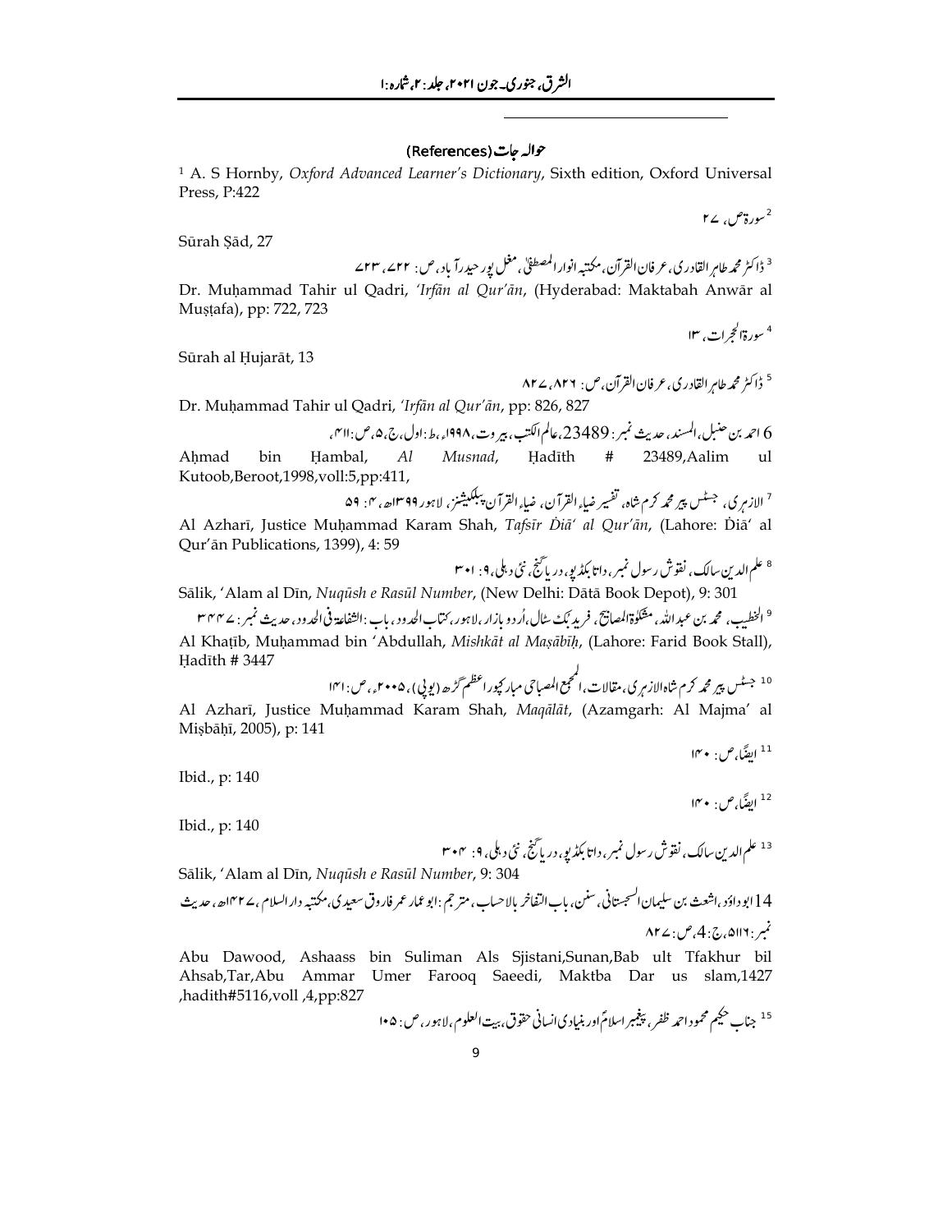## حوالہ جات (References)

[1] A. S Hornby, *Oxford Advanced Learner's Dictionary*, Sixth edition, Oxford Universal Press, P:422

[2] سورۃ ص، ۲۷

Sūrah Ṣād, 27

[3] ڈاکٹر محمد طاہر القادری، عرفان القرآن، مکتبہ انوار المصطفیٰ، مغل پور حیدرآباد، ص: ۷۲۲، ۷۲۳

Dr. Muḥammad Tahir ul Qadri, *'Irfān al Qur'ān*, (Hyderabad: Maktabah Anwār al Muṣṭafa), pp: 722, 723

[4] سورۃ الحجرات، ۱۳

Sūrah al Ḥujarāt, 13

[5] ڈاکٹر محمد طاہر القادری، عرفان القرآن، ص: ۸۲۶، ۸۲۷

Dr. Muḥammad Tahir ul Qadri, *'Irfān al Qur'ān*, pp: 826, 827

6 احمد بن حنبل، المسند، حدیث نمبر: 23489، عالم الکتب، بیروت، ۱۹۹۸ء، ط: اول، ج،۵، ص:۴۱۱،

Aḥmad bin Ḥambal, *Al Musnad*, Ḥadīth # 23489,Aalim ul Kutoob,Beroot,1998,voll:5,pp:411,

[7] الازہری، جسٹس پیر محمد کرم شاہ، تفسیر ضیاء القرآن، ضیاء القرآن پبلیکیشنز، لاہور ۱۳۹۹ھ، ۴: ۵۹

Al Azharī, Justice Muḥammad Karam Shah, *Tafsīr Ḍiā' al Qur'ān*, (Lahore: Ḍiā' al Qur'ān Publications, 1399), 4: 59

[8] علم الدین سالک، نقوش رسول نمبر، داتا بکڈپو، دریا گنج، نئی دہلی، ۹: ۳۰۱

Sālik, 'Alam al Dīn, *Nuqūsh e Rasūl Number*, (New Delhi: Dātā Book Depot), 9: 301

[9] الخطیب، محمد بن عبداللہ، مشکوٰۃ المصابیح، فرید بک سٹال، اُردو بازار، لاہور، کتاب الحدود، باب: الشفاعۃ فی الحدود، حدیث نمبر: ۳۴۴۷

Al Khaṭīb, Muḥammad bin 'Abdullah, *Mishkāt al Maṣābīḥ*, (Lahore: Farid Book Stall), Ḥadīth # 3447

[10] جسٹس پیر محمد کرم شاہ الازہری، مقالات، المجمع المصباحی مبارکپور اعظم گڑھ (یوپی)، ۲۰۰۵ء، ص: ۱۴۱

Al Azharī, Justice Muḥammad Karam Shah, *Maqālāt*, (Azamgarh: Al Majma' al Miṣbāḥī, 2005), p: 141

[11] ایضاً، ص: ۱۴۰

Ibid., p: 140

[12] ایضاً، ص: ۱۴۰

Ibid., p: 140

[13] علم الدین سالک، نقوش رسول نمبر، داتا بکڈپو، دریا گنج، نئی دہلی، ۹: ۳۰۴

Sālik, 'Alam al Dīn, *Nuqūsh e Rasūl Number*, 9: 304

14 ابوداؤد، اشعث بن سلیمان السجستانی، سنن، باب التفاخر بالاحساب، مترجم: ابو عمار عمر فاروق سعیدی، مکتبہ دارالسلام، ۱۴۲۷ھ، حدیث نمبر: ۵۱۱۶، ج: 4، ص: ۸۲۷

Abu Dawood, Ashaass bin Suliman Als Sjistani,Sunan,Bab ult Tfakhur bil Ahsab,Tar,Abu Ammar Umer Farooq Saeedi, Maktba Dar us slam,1427 ,hadith#5116,voll ,4,pp:827

[15] جناب حکیم محمود احمد ظفر، پیغمبر اسلامؐ اور بنیادی انسانی حقوق، بیت العلوم، لاہور، ص: ۱۰۵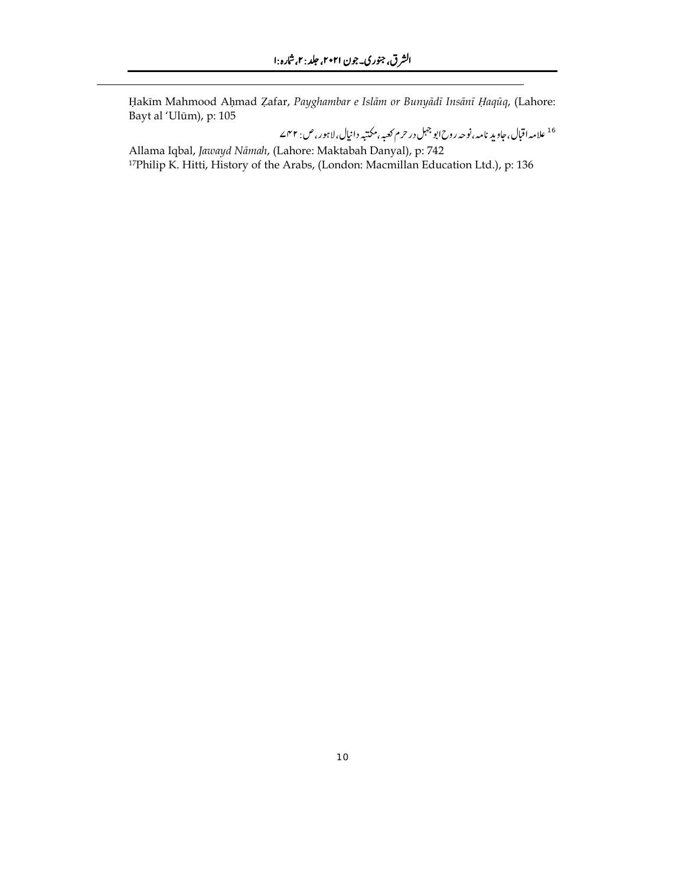Ḥakīm Mahmood Aḥmad Ẓafar, *Payghambar e Islām or Bunyādī Insānī Ḥaqūq*, (Lahore: Bayt al 'Ulūm), p: 105

[16] علامہ اقبال، جاوید نامہ، نوحہ روح ابو جہل در حرم کعبہ، مکتبہ دانیال، لاہور، ص: ۷۴۲

Allama Iqbal, *Jawayd Nāmah*, (Lahore: Maktabah Danyal), p: 742

[17]Philip K. Hitti, History of the Arabs, (London: Macmillan Education Ltd.), p: 136